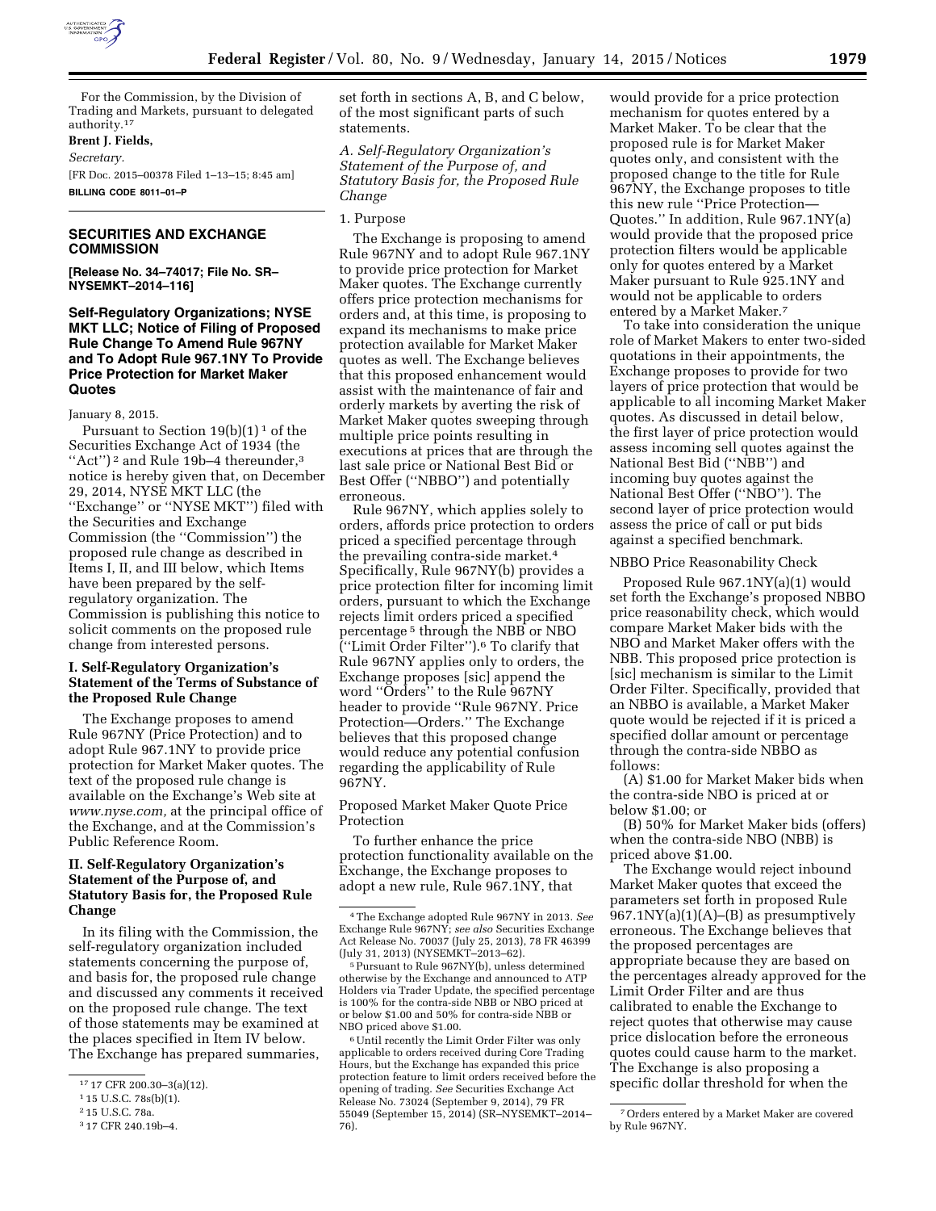For the Commission, by the Division of Trading and Markets, pursuant to delegated authority.[17]

**Brent J. Fields,**

*Secretary.*

[FR Doc. 2015–00378 Filed 1–13–15; 8:45 am]

**BILLING CODE 8011–01–P**

## SECURITIES AND EXCHANGE COMMISSION

**[Release No. 34–74017; File No. SR–NYSEMKT–2014–116]**

### Self-Regulatory Organizations; NYSE MKT LLC; Notice of Filing of Proposed Rule Change To Amend Rule 967NY and To Adopt Rule 967.1NY To Provide Price Protection for Market Maker Quotes

January 8, 2015.

Pursuant to Section 19(b)(1)[1] of the Securities Exchange Act of 1934 (the ''Act'')[2] and Rule 19b–4 thereunder,[3] notice is hereby given that, on December 29, 2014, NYSE MKT LLC (the ''Exchange'' or ''NYSE MKT'') filed with the Securities and Exchange Commission (the ''Commission'') the proposed rule change as described in Items I, II, and III below, which Items have been prepared by the self-regulatory organization. The Commission is publishing this notice to solicit comments on the proposed rule change from interested persons.

#### I. Self-Regulatory Organization's Statement of the Terms of Substance of the Proposed Rule Change

The Exchange proposes to amend Rule 967NY (Price Protection) and to adopt Rule 967.1NY to provide price protection for Market Maker quotes. The text of the proposed rule change is available on the Exchange's Web site at *www.nyse.com,* at the principal office of the Exchange, and at the Commission's Public Reference Room.

#### II. Self-Regulatory Organization's Statement of the Purpose of, and Statutory Basis for, the Proposed Rule Change

In its filing with the Commission, the self-regulatory organization included statements concerning the purpose of, and basis for, the proposed rule change and discussed any comments it received on the proposed rule change. The text of those statements may be examined at the places specified in Item IV below. The Exchange has prepared summaries, set forth in sections A, B, and C below, of the most significant parts of such statements.

*A. Self-Regulatory Organization's Statement of the Purpose of, and Statutory Basis for, the Proposed Rule Change*

1. Purpose

The Exchange is proposing to amend Rule 967NY and to adopt Rule 967.1NY to provide price protection for Market Maker quotes. The Exchange currently offers price protection mechanisms for orders and, at this time, is proposing to expand its mechanisms to make price protection available for Market Maker quotes as well. The Exchange believes that this proposed enhancement would assist with the maintenance of fair and orderly markets by averting the risk of Market Maker quotes sweeping through multiple price points resulting in executions at prices that are through the last sale price or National Best Bid or Best Offer (''NBBO'') and potentially erroneous.

Rule 967NY, which applies solely to orders, affords price protection to orders priced a specified percentage through the prevailing contra-side market.[4] Specifically, Rule 967NY(b) provides a price protection filter for incoming limit orders, pursuant to which the Exchange rejects limit orders priced a specified percentage[5] through the NBB or NBO (''Limit Order Filter'').[6] To clarify that Rule 967NY applies only to orders, the Exchange proposes [sic] append the word ''Orders'' to the Rule 967NY header to provide ''Rule 967NY. Price Protection—Orders.'' The Exchange believes that this proposed change would reduce any potential confusion regarding the applicability of Rule 967NY.

Proposed Market Maker Quote Price Protection

To further enhance the price protection functionality available on the Exchange, the Exchange proposes to adopt a new rule, Rule 967.1NY, that would provide for a price protection mechanism for quotes entered by a Market Maker. To be clear that the proposed rule is for Market Maker quotes only, and consistent with the proposed change to the title for Rule 967NY, the Exchange proposes to title this new rule ''Price Protection—Quotes.'' In addition, Rule 967.1NY(a) would provide that the proposed price protection filters would be applicable only for quotes entered by a Market Maker pursuant to Rule 925.1NY and would not be applicable to orders entered by a Market Maker.[7]

To take into consideration the unique role of Market Makers to enter two-sided quotations in their appointments, the Exchange proposes to provide for two layers of price protection that would be applicable to all incoming Market Maker quotes. As discussed in detail below, the first layer of price protection would assess incoming sell quotes against the National Best Bid (''NBB'') and incoming buy quotes against the National Best Offer (''NBO''). The second layer of price protection would assess the price of call or put bids against a specified benchmark.

NBBO Price Reasonability Check

Proposed Rule 967.1NY(a)(1) would set forth the Exchange's proposed NBBO price reasonability check, which would compare Market Maker bids with the NBO and Market Maker offers with the NBB. This proposed price protection is [sic] mechanism is similar to the Limit Order Filter. Specifically, provided that an NBBO is available, a Market Maker quote would be rejected if it is priced a specified dollar amount or percentage through the contra-side NBBO as follows:

(A) $1.00 for Market Maker bids when the contra-side NBO is priced at or below $1.00; or

(B) 50% for Market Maker bids (offers) when the contra-side NBO (NBB) is priced above $1.00.

The Exchange would reject inbound Market Maker quotes that exceed the parameters set forth in proposed Rule 967.1NY(a)(1)(A)–(B) as presumptively erroneous. The Exchange believes that the proposed percentages are appropriate because they are based on the percentages already approved for the Limit Order Filter and are thus calibrated to enable the Exchange to reject quotes that otherwise may cause price dislocation before the erroneous quotes could cause harm to the market. The Exchange is also proposing a specific dollar threshold for when the

---

[17] 17 CFR 200.30–3(a)(12).

[1] 15 U.S.C. 78s(b)(1).

[2] 15 U.S.C. 78a.

[3] 17 CFR 240.19b–4.

[4] The Exchange adopted Rule 967NY in 2013. *See* Exchange Rule 967NY; *see also* Securities Exchange Act Release No. 70037 (July 25, 2013), 78 FR 46399 (July 31, 2013) (NYSEMKT–2013–62).

[5] Pursuant to Rule 967NY(b), unless determined otherwise by the Exchange and announced to ATP Holders via Trader Update, the specified percentage is 100% for the contra-side NBB or NBO priced at or below $1.00 and 50% for contra-side NBB or NBO priced above $1.00.

[6] Until recently the Limit Order Filter was only applicable to orders received during Core Trading Hours, but the Exchange has expanded this price protection feature to limit orders received before the opening of trading. *See* Securities Exchange Act Release No. 73024 (September 9, 2014), 79 FR 55049 (September 15, 2014) (SR–NYSEMKT–2014–76).

[7] Orders entered by a Market Maker are covered by Rule 967NY.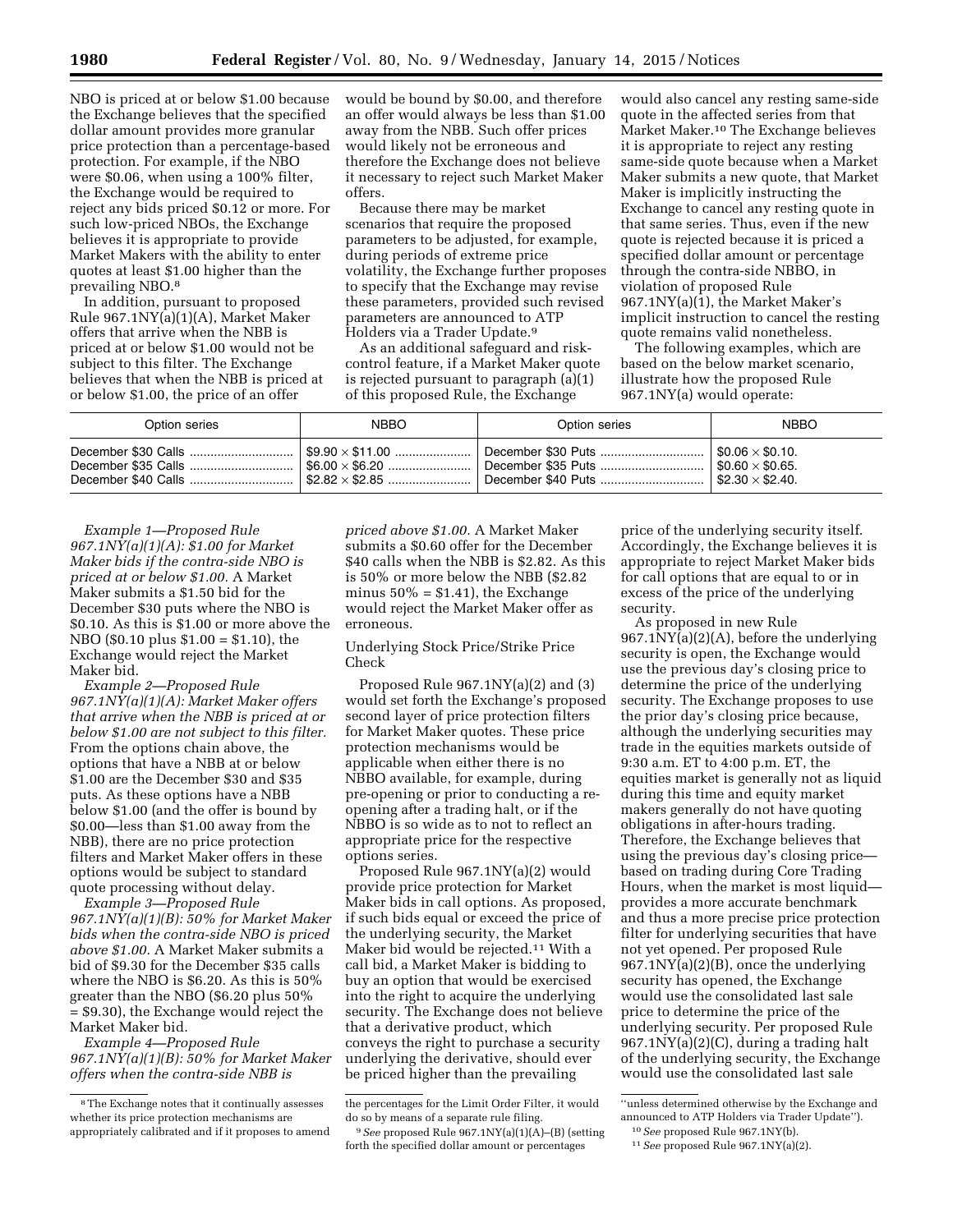NBO is priced at or below $1.00 because the Exchange believes that the specified dollar amount provides more granular price protection than a percentage-based protection. For example, if the NBO were $0.06, when using a 100% filter, the Exchange would be required to reject any bids priced $0.12 or more. For such low-priced NBOs, the Exchange believes it is appropriate to provide Market Makers with the ability to enter quotes at least $1.00 higher than the prevailing NBO.[8]

In addition, pursuant to proposed Rule 967.1NY(a)(1)(A), Market Maker offers that arrive when the NBB is priced at or below $1.00 would not be subject to this filter. The Exchange believes that when the NBB is priced at or below $1.00, the price of an offer would be bound by $0.00, and therefore an offer would always be less than $1.00 away from the NBB. Such offer prices would likely not be erroneous and therefore the Exchange does not believe it necessary to reject such Market Maker offers.

Because there may be market scenarios that require the proposed parameters to be adjusted, for example, during periods of extreme price volatility, the Exchange further proposes to specify that the Exchange may revise these parameters, provided such revised parameters are announced to ATP Holders via a Trader Update.[9]

As an additional safeguard and risk-control feature, if a Market Maker quote is rejected pursuant to paragraph (a)(1) of this proposed Rule, the Exchange would also cancel any resting same-side quote in the affected series from that Market Maker.[10] The Exchange believes it is appropriate to reject any resting same-side quote because when a Market Maker submits a new quote, that Market Maker is implicitly instructing the Exchange to cancel any resting quote in that same series. Thus, even if the new quote is rejected because it is priced a specified dollar amount or percentage through the contra-side NBBO, in violation of proposed Rule 967.1NY(a)(1), the Market Maker's implicit instruction to cancel the resting quote remains valid nonetheless.

The following examples, which are based on the below market scenario, illustrate how the proposed Rule 967.1NY(a) would operate:

| Option series | NBBO | Option series | NBBO |
|---|---|---|---|
| December $30 Calls | $9.90 × $11.00 | December $30 Puts | $0.06 × $0.10. |
| December $35 Calls | $6.00 × $6.20 | December $35 Puts | $0.60 × $0.65. |
| December $40 Calls | $2.82 × $2.85 | December $40 Puts | $2.30 × $2.40. |

*Example 1—Proposed Rule 967.1NY(a)(1)(A): $1.00 for Market Maker bids if the contra-side NBO is priced at or below $1.00.* A Market Maker submits a $1.50 bid for the December $30 puts where the NBO is $0.10. As this is $1.00 or more above the NBO ($0.10 plus $1.00 = $1.10), the Exchange would reject the Market Maker bid.

*Example 2—Proposed Rule 967.1NY(a)(1)(A): Market Maker offers that arrive when the NBB is priced at or below $1.00 are not subject to this filter.* From the options chain above, the options that have a NBB at or below $1.00 are the December $30 and $35 puts. As these options have a NBB below $1.00 (and the offer is bound by $0.00—less than $1.00 away from the NBB), there are no price protection filters and Market Maker offers in these options would be subject to standard quote processing without delay.

*Example 3—Proposed Rule 967.1NY(a)(1)(B): 50% for Market Maker bids when the contra-side NBO is priced above $1.00.* A Market Maker submits a bid of $9.30 for the December $35 calls where the NBO is $6.20. As this is 50% greater than the NBO ($6.20 plus 50% = $9.30), the Exchange would reject the Market Maker bid.

*Example 4—Proposed Rule 967.1NY(a)(1)(B): 50% for Market Maker offers when the contra-side NBB is priced above $1.00.* A Market Maker submits a $0.60 offer for the December $40 calls when the NBB is $2.82. As this is 50% or more below the NBB ($2.82 minus 50% = $1.41), the Exchange would reject the Market Maker offer as erroneous.

Underlying Stock Price/Strike Price Check

Proposed Rule 967.1NY(a)(2) and (3) would set forth the Exchange's proposed second layer of price protection filters for Market Maker quotes. These price protection mechanisms would be applicable when either there is no NBBO available, for example, during pre-opening or prior to conducting a re-opening after a trading halt, or if the NBBO is so wide as to not to reflect an appropriate price for the respective options series.

Proposed Rule 967.1NY(a)(2) would provide price protection for Market Maker bids in call options. As proposed, if such bids equal or exceed the price of the underlying security, the Market Maker bid would be rejected.[11] With a call bid, a Market Maker is bidding to buy an option that would be exercised into the right to acquire the underlying security. The Exchange does not believe that a derivative product, which conveys the right to purchase a security underlying the derivative, should ever be priced higher than the prevailing price of the underlying security itself. Accordingly, the Exchange believes it is appropriate to reject Market Maker bids for call options that are equal to or in excess of the price of the underlying security.

As proposed in new Rule 967.1NY(a)(2)(A), before the underlying security is open, the Exchange would use the previous day's closing price to determine the price of the underlying security. The Exchange proposes to use the prior day's closing price because, although the underlying securities may trade in the equities markets outside of 9:30 a.m. ET to 4:00 p.m. ET, the equities market is generally not as liquid during this time and equity market makers generally do not have quoting obligations in after-hours trading. Therefore, the Exchange believes that using the previous day's closing price—based on trading during Core Trading Hours, when the market is most liquid—provides a more accurate benchmark and thus a more precise price protection filter for underlying securities that have not yet opened. Per proposed Rule 967.1NY(a)(2)(B), once the underlying security has opened, the Exchange would use the consolidated last sale price to determine the price of the underlying security. Per proposed Rule 967.1NY(a)(2)(C), during a trading halt of the underlying security, the Exchange would use the consolidated last sale

[8] The Exchange notes that it continually assesses whether its price protection mechanisms are appropriately calibrated and if it proposes to amend the percentages for the Limit Order Filter, it would do so by means of a separate rule filing.

[9] *See* proposed Rule 967.1NY(a)(1)(A)–(B) (setting forth the specified dollar amount or percentages "unless determined otherwise by the Exchange and announced to ATP Holders via Trader Update").

[10] *See* proposed Rule 967.1NY(b).

[11] *See* proposed Rule 967.1NY(a)(2).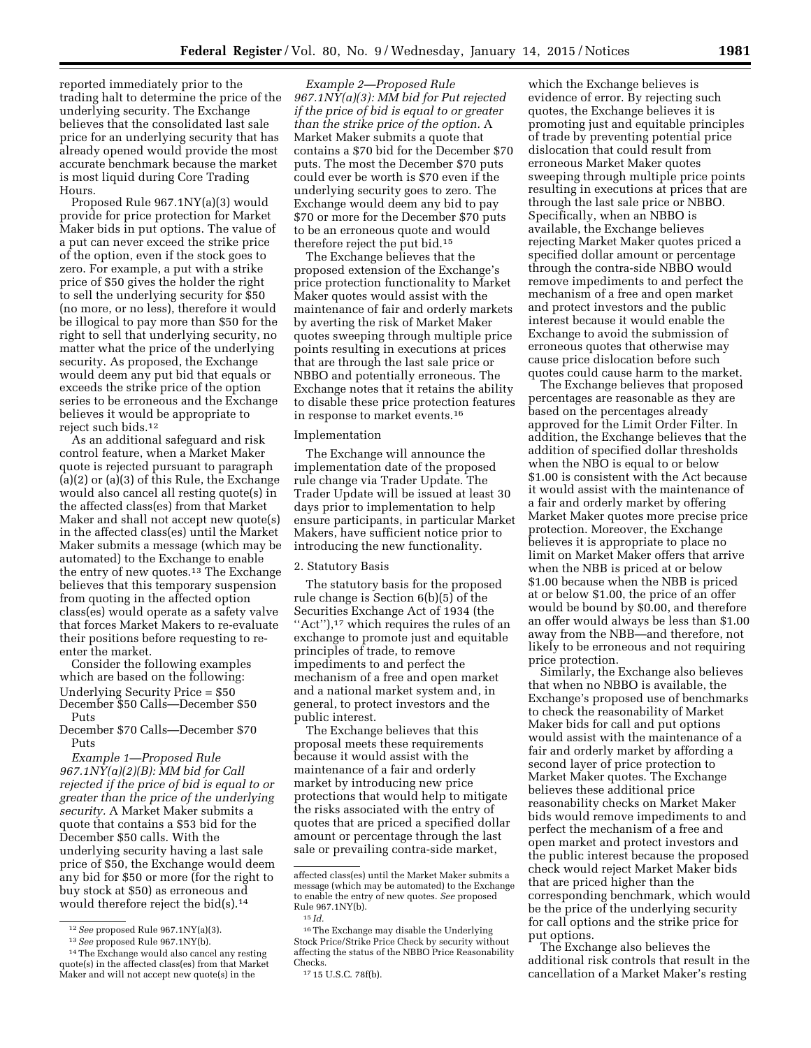reported immediately prior to the trading halt to determine the price of the underlying security. The Exchange believes that the consolidated last sale price for an underlying security that has already opened would provide the most accurate benchmark because the market is most liquid during Core Trading Hours.

Proposed Rule 967.1NY(a)(3) would provide for price protection for Market Maker bids in put options. The value of a put can never exceed the strike price of the option, even if the stock goes to zero. For example, a put with a strike price of $50 gives the holder the right to sell the underlying security for $50 (no more, or no less), therefore it would be illogical to pay more than $50 for the right to sell that underlying security, no matter what the price of the underlying security. As proposed, the Exchange would deem any put bid that equals or exceeds the strike price of the option series to be erroneous and the Exchange believes it would be appropriate to reject such bids.[12]

As an additional safeguard and risk control feature, when a Market Maker quote is rejected pursuant to paragraph (a)(2) or (a)(3) of this Rule, the Exchange would also cancel all resting quote(s) in the affected class(es) from that Market Maker and shall not accept new quote(s) in the affected class(es) until the Market Maker submits a message (which may be automated) to the Exchange to enable the entry of new quotes.[13] The Exchange believes that this temporary suspension from quoting in the affected option class(es) would operate as a safety valve that forces Market Makers to re-evaluate their positions before requesting to re-enter the market.

Consider the following examples which are based on the following:

Underlying Security Price = $50
December $50 Calls—December $50 Puts
December $70 Calls—December $70 Puts

*Example 1—Proposed Rule 967.1NY(a)(2)(B): MM bid for Call rejected if the price of bid is equal to or greater than the price of the underlying security.* A Market Maker submits a quote that contains a $53 bid for the December $50 calls. With the underlying security having a last sale price of $50, the Exchange would deem any bid for $50 or more (for the right to buy stock at $50) as erroneous and would therefore reject the bid(s).[14]

*Example 2—Proposed Rule 967.1NY(a)(3): MM bid for Put rejected if the price of bid is equal to or greater than the strike price of the option.* A Market Maker submits a quote that contains a $70 bid for the December $70 puts. The most the December $70 puts could ever be worth is $70 even if the underlying security goes to zero. The Exchange would deem any bid to pay $70 or more for the December $70 puts to be an erroneous quote and would therefore reject the put bid.[15]

The Exchange believes that the proposed extension of the Exchange's price protection functionality to Market Maker quotes would assist with the maintenance of fair and orderly markets by averting the risk of Market Maker quotes sweeping through multiple price points resulting in executions at prices that are through the last sale price or NBBO and potentially erroneous. The Exchange notes that it retains the ability to disable these price protection features in response to market events.[16]

Implementation

The Exchange will announce the implementation date of the proposed rule change via Trader Update. The Trader Update will be issued at least 30 days prior to implementation to help ensure participants, in particular Market Makers, have sufficient notice prior to introducing the new functionality.

2. Statutory Basis

The statutory basis for the proposed rule change is Section 6(b)(5) of the Securities Exchange Act of 1934 (the "Act"),[17] which requires the rules of an exchange to promote just and equitable principles of trade, to remove impediments to and perfect the mechanism of a free and open market and a national market system and, in general, to protect investors and the public interest.

The Exchange believes that this proposal meets these requirements because it would assist with the maintenance of a fair and orderly market by introducing new price protections that would help to mitigate the risks associated with the entry of quotes that are priced a specified dollar amount or percentage through the last sale or prevailing contra-side market, which the Exchange believes is evidence of error. By rejecting such quotes, the Exchange believes it is promoting just and equitable principles of trade by preventing potential price dislocation that could result from erroneous Market Maker quotes sweeping through multiple price points resulting in executions at prices that are through the last sale price or NBBO. Specifically, when an NBBO is available, the Exchange believes rejecting Market Maker quotes priced a specified dollar amount or percentage through the contra-side NBBO would remove impediments to and perfect the mechanism of a free and open market and protect investors and the public interest because it would enable the Exchange to avoid the submission of erroneous quotes that otherwise may cause price dislocation before such quotes could cause harm to the market.

The Exchange believes that proposed percentages are reasonable as they are based on the percentages already approved for the Limit Order Filter. In addition, the Exchange believes that the addition of specified dollar thresholds when the NBO is equal to or below $1.00 is consistent with the Act because it would assist with the maintenance of a fair and orderly market by offering Market Maker quotes more precise price protection. Moreover, the Exchange believes it is appropriate to place no limit on Market Maker offers that arrive when the NBB is priced at or below $1.00 because when the NBB is priced at or below $1.00, the price of an offer would be bound by $0.00, and therefore an offer would always be less than $1.00 away from the NBB—and therefore, not likely to be erroneous and not requiring price protection.

Similarly, the Exchange also believes that when no NBBO is available, the Exchange's proposed use of benchmarks to check the reasonability of Market Maker bids for call and put options would assist with the maintenance of a fair and orderly market by affording a second layer of price protection to Market Maker quotes. The Exchange believes these additional price reasonability checks on Market Maker bids would remove impediments to and perfect the mechanism of a free and open market and protect investors and the public interest because the proposed check would reject Market Maker bids that are priced higher than the corresponding benchmark, which would be the price of the underlying security for call options and the strike price for put options.

The Exchange also believes the additional risk controls that result in the cancellation of a Market Maker's resting

---

[12] *See* proposed Rule 967.1NY(a)(3).

[13] *See* proposed Rule 967.1NY(b).

[14] The Exchange would also cancel any resting quote(s) in the affected class(es) from that Market Maker and will not accept new quote(s) in the affected class(es) until the Market Maker submits a message (which may be automated) to the Exchange to enable the entry of new quotes. *See* proposed Rule 967.1NY(b).

[15] *Id.*

[16] The Exchange may disable the Underlying Stock Price/Strike Price Check by security without affecting the status of the NBBO Price Reasonability Checks.

[17] 15 U.S.C. 78f(b).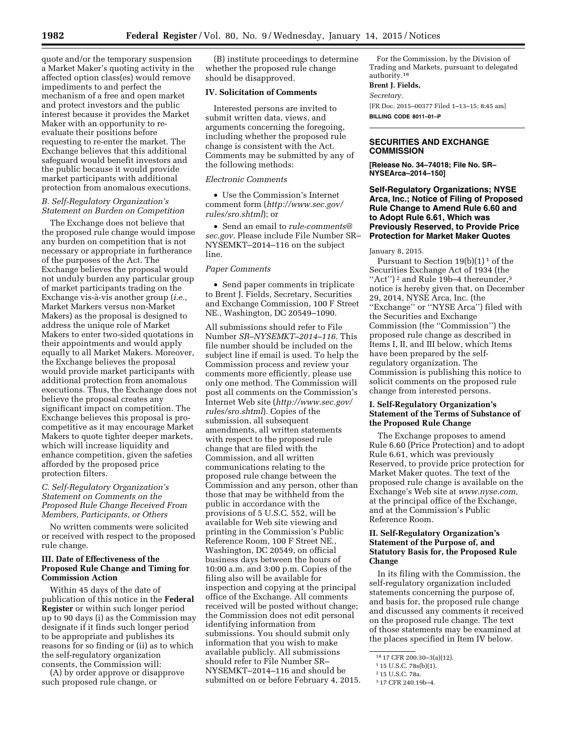quote and/or the temporary suspension a Market Maker's quoting activity in the affected option class(es) would remove impediments to and perfect the mechanism of a free and open market and protect investors and the public interest because it provides the Market Maker with an opportunity to re-evaluate their positions before requesting to re-enter the market. The Exchange believes that this additional safeguard would benefit investors and the public because it would provide market participants with additional protection from anomalous executions.

*B. Self-Regulatory Organization's Statement on Burden on Competition*

The Exchange does not believe that the proposed rule change would impose any burden on competition that is not necessary or appropriate in furtherance of the purposes of the Act. The Exchange believes the proposal would not unduly burden any particular group of market participants trading on the Exchange vis-à-vis another group (*i.e.,* Market Markers versus non-Market Makers) as the proposal is designed to address the unique role of Market Makers to enter two-sided quotations in their appointments and would apply equally to all Market Makers. Moreover, the Exchange believes the proposal would provide market participants with additional protection from anomalous executions. Thus, the Exchange does not believe the proposal creates any significant impact on competition. The Exchange believes this proposal is pro-competitive as it may encourage Market Makers to quote tighter deeper markets, which will increase liquidity and enhance competition, given the safeties afforded by the proposed price protection filters.

*C. Self-Regulatory Organization's Statement on Comments on the Proposed Rule Change Received From Members, Participants, or Others*

No written comments were solicited or received with respect to the proposed rule change.

**III. Date of Effectiveness of the Proposed Rule Change and Timing for Commission Action**

Within 45 days of the date of publication of this notice in the **Federal Register** or within such longer period up to 90 days (i) as the Commission may designate if it finds such longer period to be appropriate and publishes its reasons for so finding or (ii) as to which the self-regulatory organization consents, the Commission will:

(A) by order approve or disapprove such proposed rule change, or

(B) institute proceedings to determine whether the proposed rule change should be disapproved.

**IV. Solicitation of Comments**

Interested persons are invited to submit written data, views, and arguments concerning the foregoing, including whether the proposed rule change is consistent with the Act. Comments may be submitted by any of the following methods:

*Electronic Comments*

- Use the Commission's Internet comment form (*http://www.sec.gov/rules/sro.shtml*); or
- Send an email to *rule-comments@sec.gov*. Please include File Number SR–NYSEMKT–2014–116 on the subject line.

*Paper Comments*

- Send paper comments in triplicate to Brent J. Fields, Secretary, Securities and Exchange Commission, 100 F Street NE., Washington, DC 20549–1090.

All submissions should refer to File Number *SR–NYSEMKT–2014–116*. This file number should be included on the subject line if email is used. To help the Commission process and review your comments more efficiently, please use only one method. The Commission will post all comments on the Commission's Internet Web site (*http://www.sec.gov/rules/sro.shtml*). Copies of the submission, all subsequent amendments, all written statements with respect to the proposed rule change that are filed with the Commission, and all written communications relating to the proposed rule change between the Commission and any person, other than those that may be withheld from the public in accordance with the provisions of 5 U.S.C. 552, will be available for Web site viewing and printing in the Commission's Public Reference Room, 100 F Street NE., Washington, DC 20549, on official business days between the hours of 10:00 a.m. and 3:00 p.m. Copies of the filing also will be available for inspection and copying at the principal office of the Exchange. All comments received will be posted without change; the Commission does not edit personal identifying information from submissions. You should submit only information that you wish to make available publicly. All submissions should refer to File Number SR–NYSEMKT–2014–116 and should be submitted on or before February 4, 2015.

For the Commission, by the Division of Trading and Markets, pursuant to delegated authority.[18]

**Brent J. Fields,**

*Secretary.*

[FR Doc. 2015–00377 Filed 1–13–15; 8:45 am]

**BILLING CODE 8011–01–P**

---

## SECURITIES AND EXCHANGE COMMISSION

**[Release No. 34–74018; File No. SR–NYSEArca–2014–150]**

### Self-Regulatory Organizations; NYSE Arca, Inc.; Notice of Filing of Proposed Rule Change to Amend Rule 6.60 and to Adopt Rule 6.61, Which was Previously Reserved, to Provide Price Protection for Market Maker Quotes

January 8, 2015.

Pursuant to Section 19(b)(1)[1] of the Securities Exchange Act of 1934 (the "Act")[2] and Rule 19b–4 thereunder,[3] notice is hereby given that, on December 29, 2014, NYSE Arca, Inc. (the "Exchange" or "NYSE Arca") filed with the Securities and Exchange Commission (the "Commission") the proposed rule change as described in Items I, II, and III below, which Items have been prepared by the self-regulatory organization. The Commission is publishing this notice to solicit comments on the proposed rule change from interested persons.

**I. Self-Regulatory Organization's Statement of the Terms of Substance of the Proposed Rule Change**

The Exchange proposes to amend Rule 6.60 (Price Protection) and to adopt Rule 6.61, which was previously Reserved, to provide price protection for Market Maker quotes. The text of the proposed rule change is available on the Exchange's Web site at *www.nyse.com,* at the principal office of the Exchange, and at the Commission's Public Reference Room.

**II. Self-Regulatory Organization's Statement of the Purpose of, and Statutory Basis for, the Proposed Rule Change**

In its filing with the Commission, the self-regulatory organization included statements concerning the purpose of, and basis for, the proposed rule change and discussed any comments it received on the proposed rule change. The text of those statements may be examined at the places specified in Item IV below.

---

[18] 17 CFR 200.30–3(a)(12).

[1] 15 U.S.C. 78s(b)(1).

[2] 15 U.S.C. 78a.

[3] 17 CFR 240.19b–4.